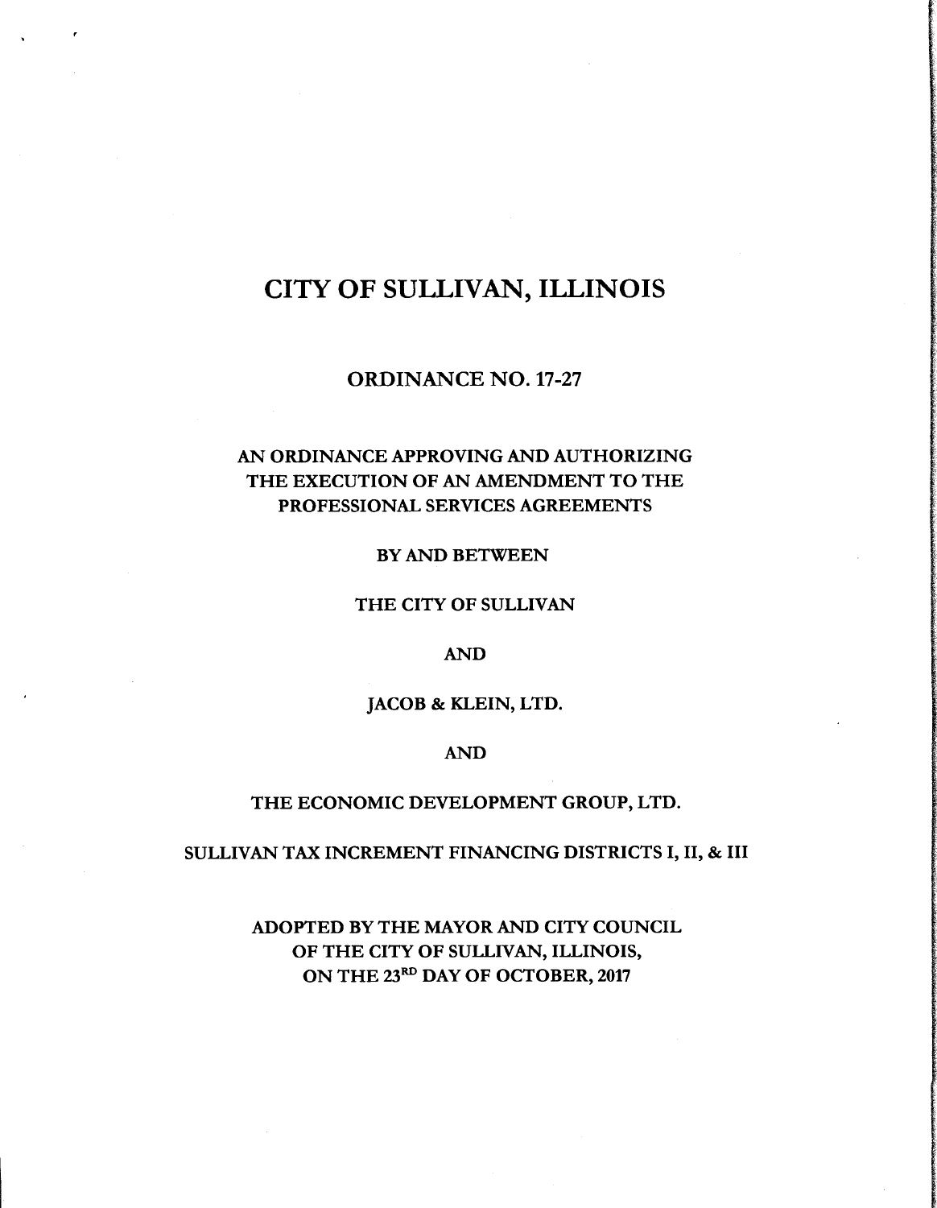# CITY OF SULLIVAN, ILLINOIS

## ORDINANCE NO. 17-27

### AN ORDINANCE APPROVING AND AUTHORIZING THE EXECUTION OF AN AMENDMENT TO THE PROFESSIONAL SERVICES AGREEMENTS

BY AND BETWEEN

THE CITY OF SULLIVAN

AND

JACOB & KLEIN, LTD.

AND

THE ECONOMIC DEVELOPMENT GROUP, LTD.

SULLIVAN TAX INCREMENT FINANCING DISTRICTS I, II, & III

ADOPTED BY THE MAYOR AND CITY COUNCIL OF THE CITY OF SULLIVAN, ILLINOIS, ON THE 23RD DAY OF OCTOBER, 2017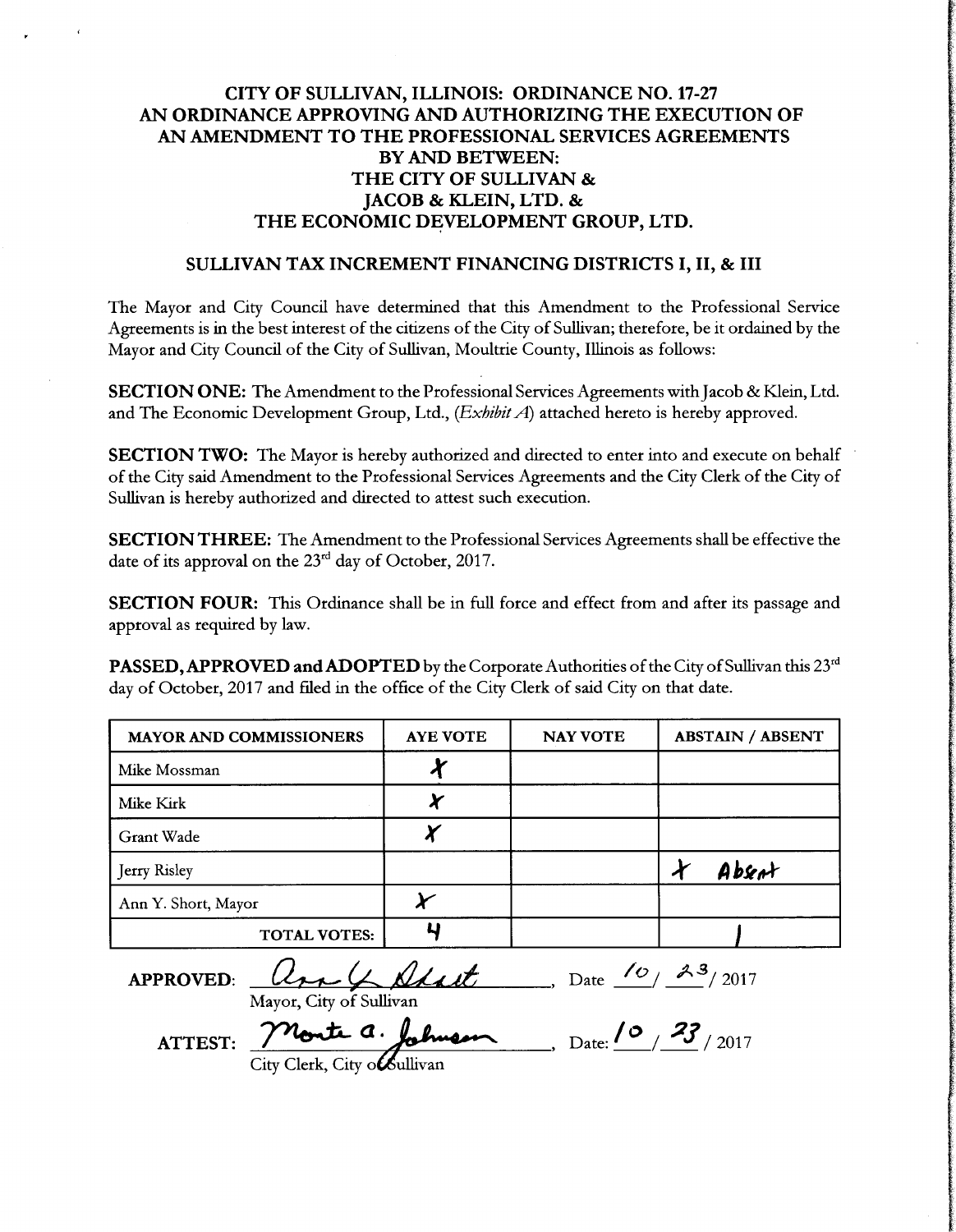# CITY OF SULLIVAN, ILLINOIS: ORDINANCE NO. 17-27
# AN ORDINANCE APPROVING AND AUTHORIZING THE EXECUTION OF AN AMENDMENT TO THE PROFESSIONAL SERVICES AGREEMENTS BY AND BETWEEN: THE CITY OF SULLIVAN & JACOB & KLEIN, LTD. & THE ECONOMIC DEVELOPMENT GROUP, LTD.

## SULLIVAN TAX INCREMENT FINANCING DISTRICTS I, II, & III

The Mayor and City Council have determined that this Amendment to the Professional Service Agreements is in the best interest of the citizens of the City of Sullivan; therefore, be it ordained by the Mayor and City Council of the City of Sullivan, Moultrie County, Illinois as follows:

**SECTION ONE:** The Amendment to the Professional Services Agreements with Jacob & Klein, Ltd. and The Economic Development Group, Ltd., (*Exhibit A*) attached hereto is hereby approved.

**SECTION TWO:** The Mayor is hereby authorized and directed to enter into and execute on behalf of the City said Amendment to the Professional Services Agreements and the City Clerk of the City of Sullivan is hereby authorized and directed to attest such execution.

**SECTION THREE:** The Amendment to the Professional Services Agreements shall be effective the date of its approval on the 23rd day of October, 2017.

**SECTION FOUR:** This Ordinance shall be in full force and effect from and after its passage and approval as required by law.

**PASSED, APPROVED and ADOPTED** by the Corporate Authorities of the City of Sullivan this 23rd day of October, 2017 and filed in the office of the City Clerk of said City on that date.

| MAYOR AND COMMISSIONERS | AYE VOTE | NAY VOTE | ABSTAIN / ABSENT |
|---|---|---|---|
| Mike Mossman | X | | |
| Mike Kirk | X | | |
| Grant Wade | X | | |
| Jerry Risley | | | X Absent |
| Ann Y. Short, Mayor | X | | |
| TOTAL VOTES: | 4 | | 1 |

APPROVED: Ann Y. Short, Date 10/23/2017
Mayor, City of Sullivan

ATTEST: Monte A. Johnson, Date: 10/23/2017
City Clerk, City of Sullivan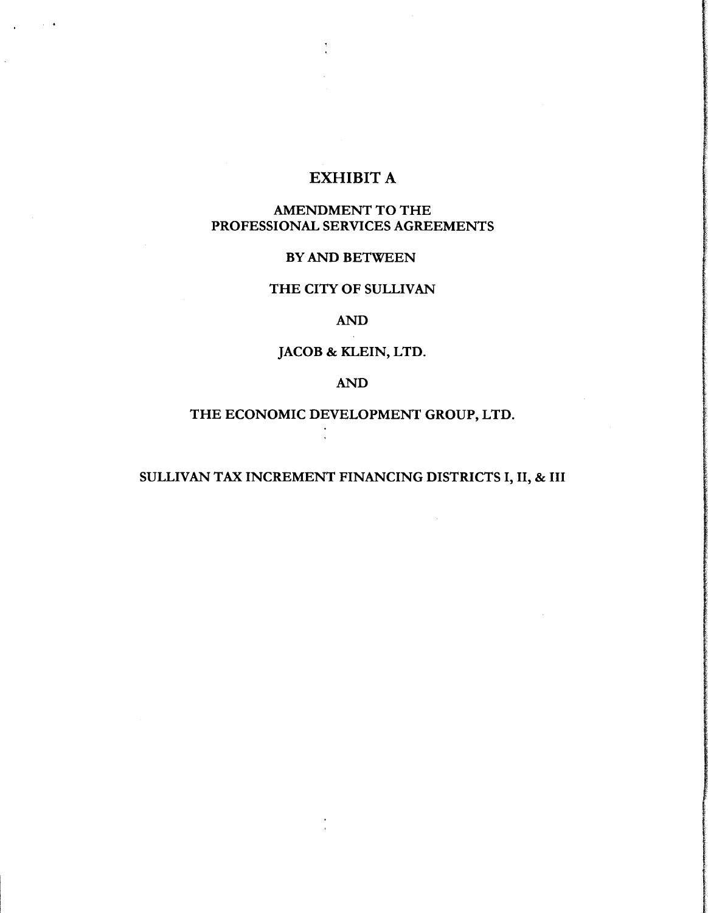# EXHIBIT A

## AMENDMENT TO THE PROFESSIONAL SERVICES AGREEMENTS

BY AND BETWEEN

THE CITY OF SULLIVAN

AND

JACOB & KLEIN, LTD.

AND

THE ECONOMIC DEVELOPMENT GROUP, LTD.

SULLIVAN TAX INCREMENT FINANCING DISTRICTS I, II, & III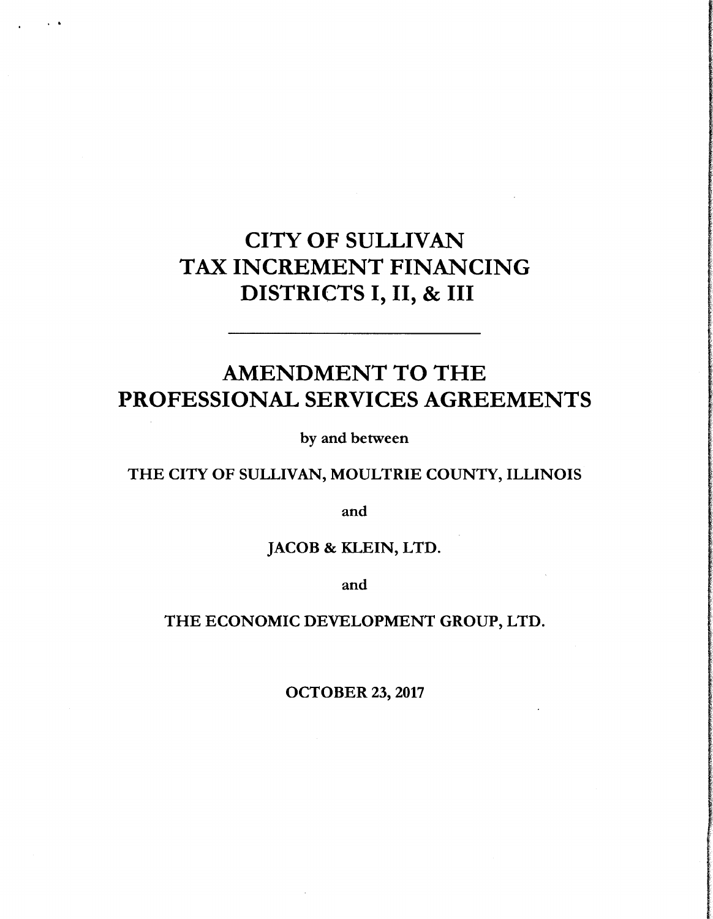# CITY OF SULLIVAN
# TAX INCREMENT FINANCING
# DISTRICTS I, II, & III

---

## AMENDMENT TO THE PROFESSIONAL SERVICES AGREEMENTS

by and between

THE CITY OF SULLIVAN, MOULTRIE COUNTY, ILLINOIS

and

JACOB & KLEIN, LTD.

and

THE ECONOMIC DEVELOPMENT GROUP, LTD.

OCTOBER 23, 2017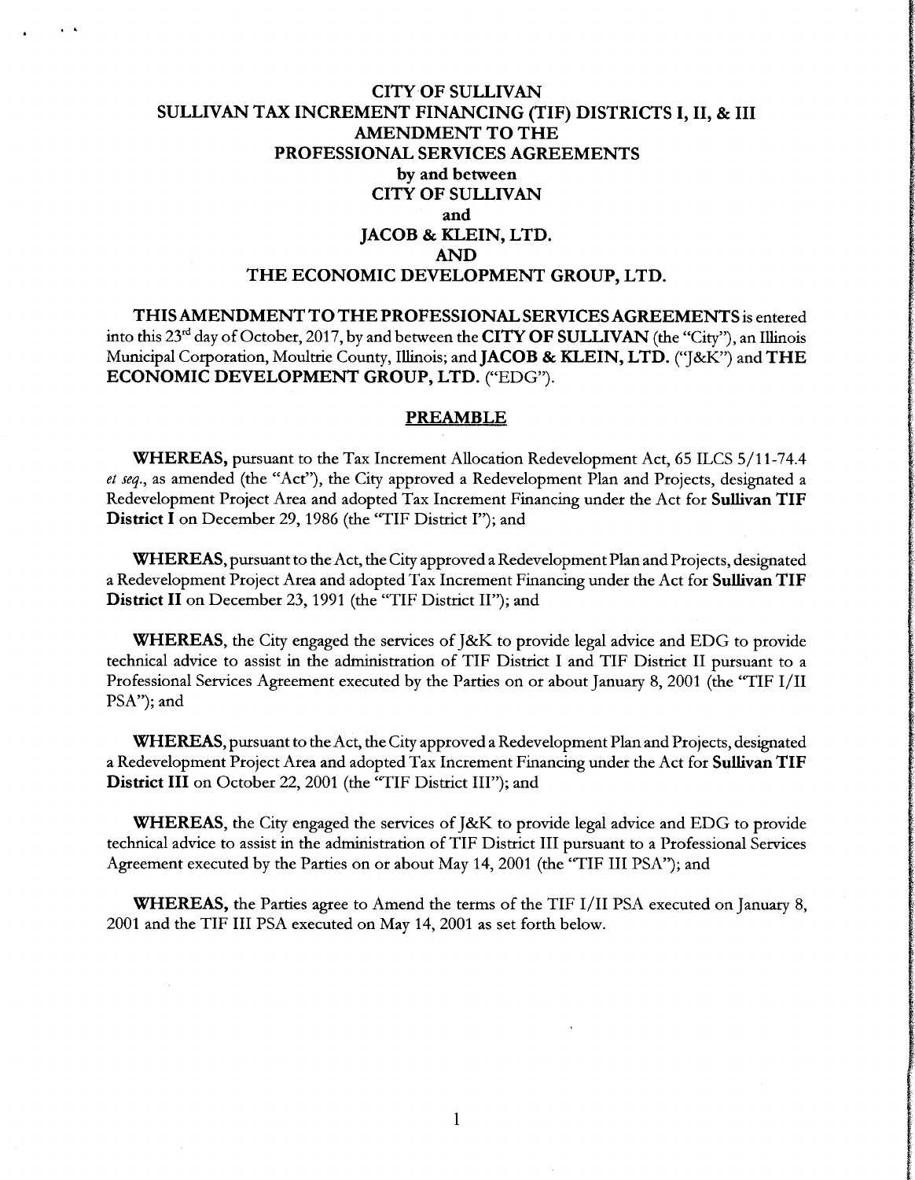# CITY OF SULLIVAN
# SULLIVAN TAX INCREMENT FINANCING (TIF) DISTRICTS I, II, & III
# AMENDMENT TO THE
# PROFESSIONAL SERVICES AGREEMENTS

**by and between**

**CITY OF SULLIVAN**

**and**

**JACOB & KLEIN, LTD.**

**AND**

**THE ECONOMIC DEVELOPMENT GROUP, LTD.**

**THIS AMENDMENT TO THE PROFESSIONAL SERVICES AGREEMENTS** is entered into this 23rd day of October, 2017, by and between the **CITY OF SULLIVAN** (the "City"), an Illinois Municipal Corporation, Moultrie County, Illinois; and **JACOB & KLEIN, LTD.** ("J&K") and **THE ECONOMIC DEVELOPMENT GROUP, LTD.** ("EDG").

## PREAMBLE

**WHEREAS,** pursuant to the Tax Increment Allocation Redevelopment Act, 65 ILCS 5/11-74.4 *et seq.*, as amended (the "Act"), the City approved a Redevelopment Plan and Projects, designated a Redevelopment Project Area and adopted Tax Increment Financing under the Act for **Sullivan TIF District I** on December 29, 1986 (the "TIF District I"); and

**WHEREAS,** pursuant to the Act, the City approved a Redevelopment Plan and Projects, designated a Redevelopment Project Area and adopted Tax Increment Financing under the Act for **Sullivan TIF District II** on December 23, 1991 (the "TIF District II"); and

**WHEREAS,** the City engaged the services of J&K to provide legal advice and EDG to provide technical advice to assist in the administration of TIF District I and TIF District II pursuant to a Professional Services Agreement executed by the Parties on or about January 8, 2001 (the "TIF I/II PSA"); and

**WHEREAS,** pursuant to the Act, the City approved a Redevelopment Plan and Projects, designated a Redevelopment Project Area and adopted Tax Increment Financing under the Act for **Sullivan TIF District III** on October 22, 2001 (the "TIF District III"); and

**WHEREAS,** the City engaged the services of J&K to provide legal advice and EDG to provide technical advice to assist in the administration of TIF District III pursuant to a Professional Services Agreement executed by the Parties on or about May 14, 2001 (the "TIF III PSA"); and

**WHEREAS,** the Parties agree to Amend the terms of the TIF I/II PSA executed on January 8, 2001 and the TIF III PSA executed on May 14, 2001 as set forth below.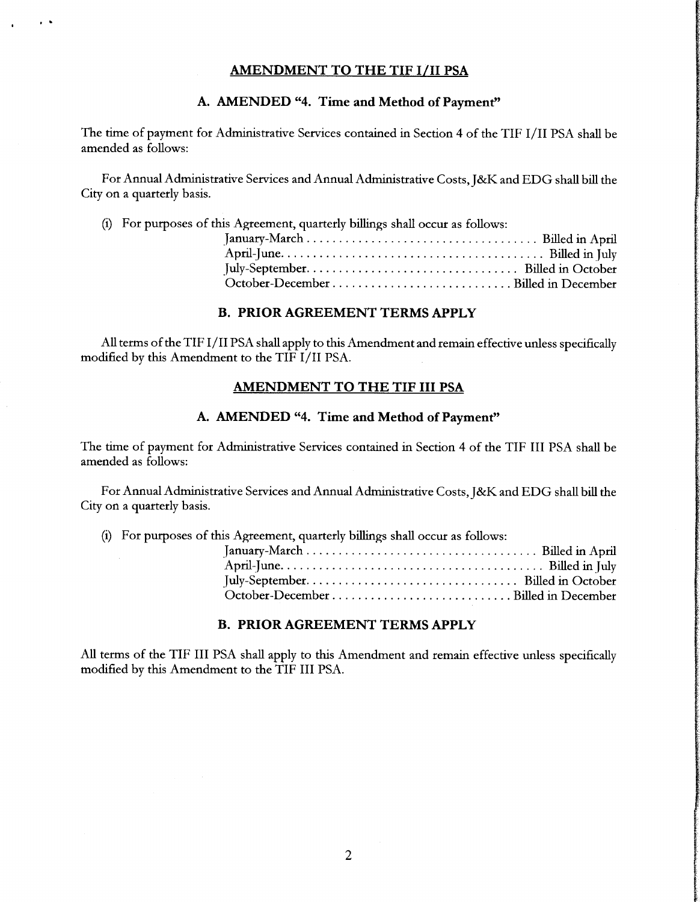## AMENDMENT TO THE TIF I/II PSA

### A. AMENDED "4. Time and Method of Payment"

The time of payment for Administrative Services contained in Section 4 of the TIF I/II PSA shall be amended as follows:

For Annual Administrative Services and Annual Administrative Costs, J&K and EDG shall bill the City on a quarterly basis.

(i) For purposes of this Agreement, quarterly billings shall occur as follows:

| | |
|---|---|
| January-March | Billed in April |
| April-June | Billed in July |
| July-September | Billed in October |
| October-December | Billed in December |

### B. PRIOR AGREEMENT TERMS APPLY

All terms of the TIF I/II PSA shall apply to this Amendment and remain effective unless specifically modified by this Amendment to the TIF I/II PSA.

## AMENDMENT TO THE TIF III PSA

### A. AMENDED "4. Time and Method of Payment"

The time of payment for Administrative Services contained in Section 4 of the TIF III PSA shall be amended as follows:

For Annual Administrative Services and Annual Administrative Costs, J&K and EDG shall bill the City on a quarterly basis.

(i) For purposes of this Agreement, quarterly billings shall occur as follows:

| | |
|---|---|
| January-March | Billed in April |
| April-June | Billed in July |
| July-September | Billed in October |
| October-December | Billed in December |

### B. PRIOR AGREEMENT TERMS APPLY

All terms of the TIF III PSA shall apply to this Amendment and remain effective unless specifically modified by this Amendment to the TIF III PSA.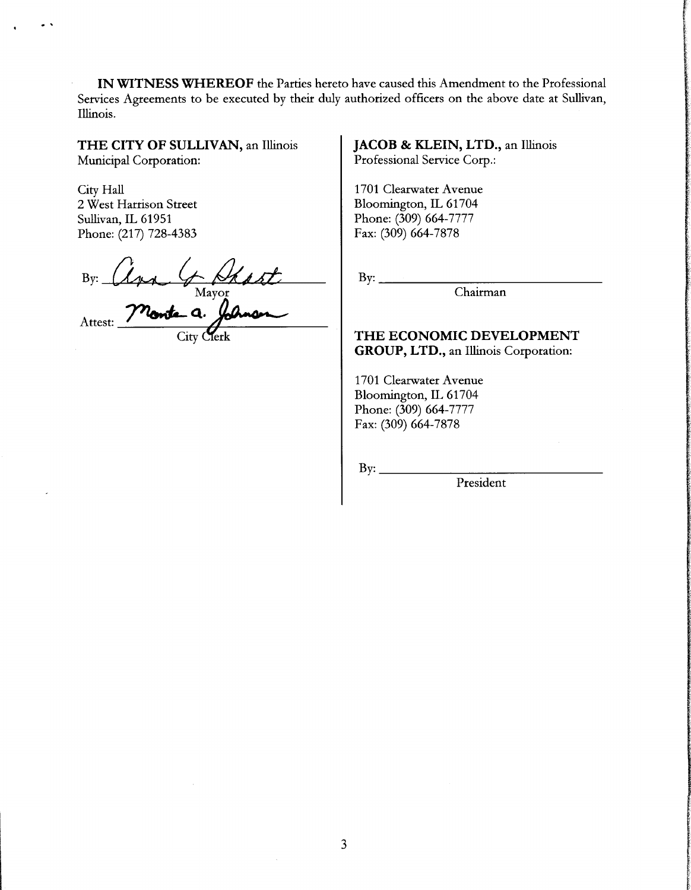**IN WITNESS WHEREOF** the Parties hereto have caused this Amendment to the Professional Services Agreements to be executed by their duly authorized officers on the above date at Sullivan, Illinois.

**THE CITY OF SULLIVAN,** an Illinois Municipal Corporation:

City Hall
2 West Harrison Street
Sullivan, IL 61951
Phone: (217) 728-4383

By: ______________________
Mayor

Attest: ______________________
City Clerk

**JACOB & KLEIN, LTD.,** an Illinois Professional Service Corp.:

1701 Clearwater Avenue
Bloomington, IL 61704
Phone: (309) 664-7777
Fax: (309) 664-7878

By: ______________________
Chairman

**THE ECONOMIC DEVELOPMENT GROUP, LTD.,** an Illinois Corporation:

1701 Clearwater Avenue
Bloomington, IL 61704
Phone: (309) 664-7777
Fax: (309) 664-7878

By: ______________________
President